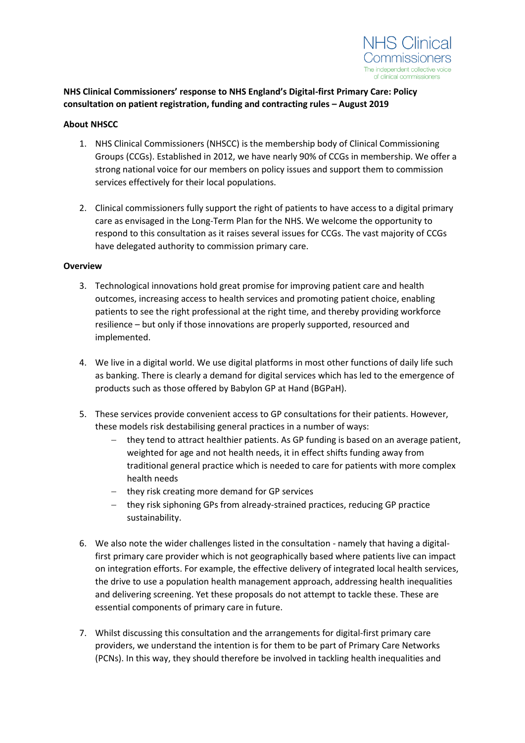NHS Clinical Commissioners
The independent collective voice of clinical commissioners

**NHS Clinical Commissioners' response to NHS England's Digital-first Primary Care: Policy consultation on patient registration, funding and contracting rules – August 2019**

**About NHSCC**

1. NHS Clinical Commissioners (NHSCC) is the membership body of Clinical Commissioning Groups (CCGs). Established in 2012, we have nearly 90% of CCGs in membership. We offer a strong national voice for our members on policy issues and support them to commission services effectively for their local populations.

2. Clinical commissioners fully support the right of patients to have access to a digital primary care as envisaged in the Long-Term Plan for the NHS. We welcome the opportunity to respond to this consultation as it raises several issues for CCGs. The vast majority of CCGs have delegated authority to commission primary care.

**Overview**

3. Technological innovations hold great promise for improving patient care and health outcomes, increasing access to health services and promoting patient choice, enabling patients to see the right professional at the right time, and thereby providing workforce resilience – but only if those innovations are properly supported, resourced and implemented.

4. We live in a digital world. We use digital platforms in most other functions of daily life such as banking. There is clearly a demand for digital services which has led to the emergence of products such as those offered by Babylon GP at Hand (BGPaH).

5. These services provide convenient access to GP consultations for their patients. However, these models risk destabilising general practices in a number of ways:
   - they tend to attract healthier patients. As GP funding is based on an average patient, weighted for age and not health needs, it in effect shifts funding away from traditional general practice which is needed to care for patients with more complex health needs
   - they risk creating more demand for GP services
   - they risk siphoning GPs from already-strained practices, reducing GP practice sustainability.

6. We also note the wider challenges listed in the consultation - namely that having a digital-first primary care provider which is not geographically based where patients live can impact on integration efforts. For example, the effective delivery of integrated local health services, the drive to use a population health management approach, addressing health inequalities and delivering screening. Yet these proposals do not attempt to tackle these. These are essential components of primary care in future.

7. Whilst discussing this consultation and the arrangements for digital-first primary care providers, we understand the intention is for them to be part of Primary Care Networks (PCNs). In this way, they should therefore be involved in tackling health inequalities and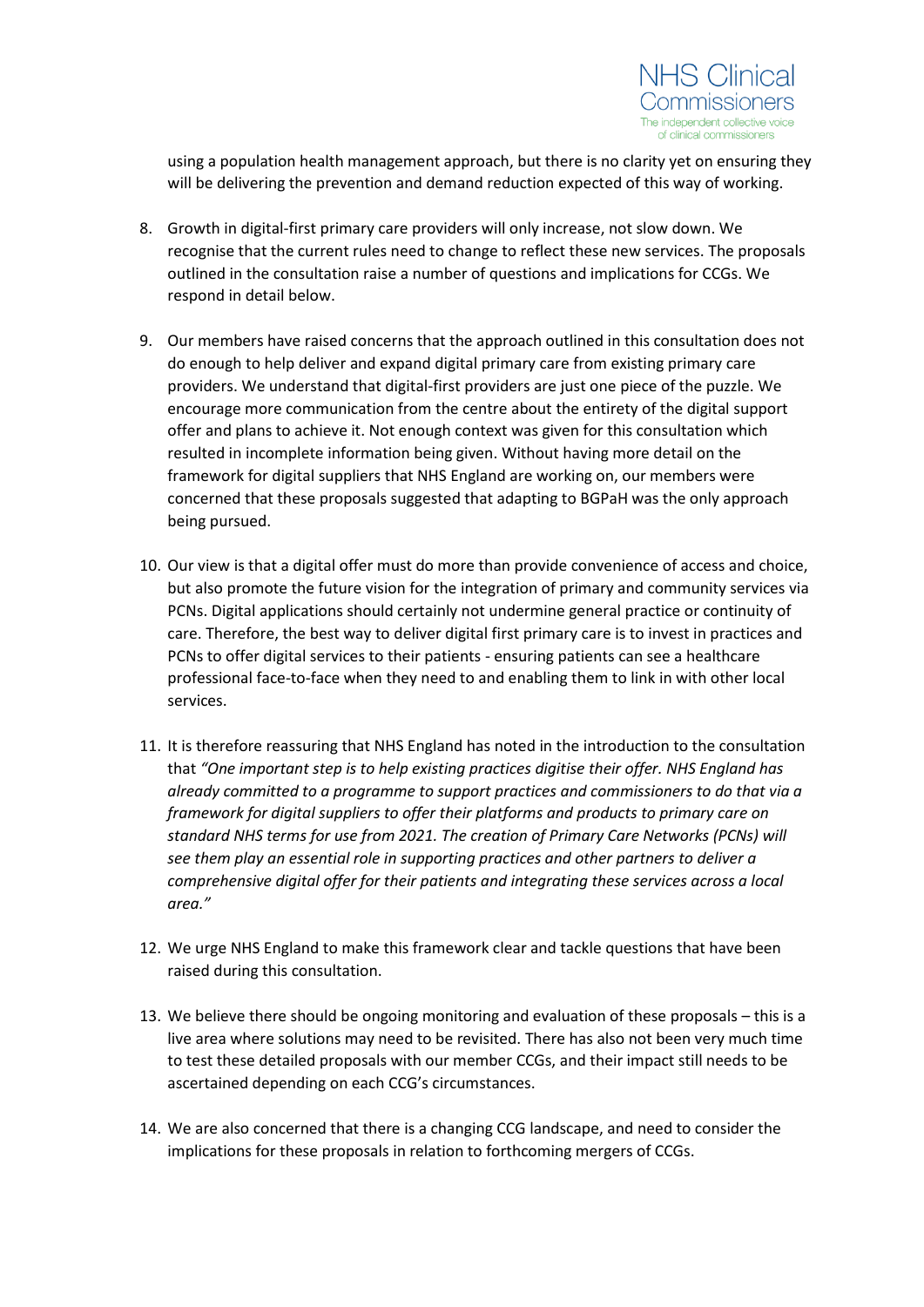using a population health management approach, but there is no clarity yet on ensuring they will be delivering the prevention and demand reduction expected of this way of working.

8. Growth in digital-first primary care providers will only increase, not slow down. We recognise that the current rules need to change to reflect these new services. The proposals outlined in the consultation raise a number of questions and implications for CCGs. We respond in detail below.

9. Our members have raised concerns that the approach outlined in this consultation does not do enough to help deliver and expand digital primary care from existing primary care providers. We understand that digital-first providers are just one piece of the puzzle. We encourage more communication from the centre about the entirety of the digital support offer and plans to achieve it. Not enough context was given for this consultation which resulted in incomplete information being given. Without having more detail on the framework for digital suppliers that NHS England are working on, our members were concerned that these proposals suggested that adapting to BGPaH was the only approach being pursued.

10. Our view is that a digital offer must do more than provide convenience of access and choice, but also promote the future vision for the integration of primary and community services via PCNs. Digital applications should certainly not undermine general practice or continuity of care. Therefore, the best way to deliver digital first primary care is to invest in practices and PCNs to offer digital services to their patients - ensuring patients can see a healthcare professional face-to-face when they need to and enabling them to link in with other local services.

11. It is therefore reassuring that NHS England has noted in the introduction to the consultation that *"One important step is to help existing practices digitise their offer. NHS England has already committed to a programme to support practices and commissioners to do that via a framework for digital suppliers to offer their platforms and products to primary care on standard NHS terms for use from 2021. The creation of Primary Care Networks (PCNs) will see them play an essential role in supporting practices and other partners to deliver a comprehensive digital offer for their patients and integrating these services across a local area."*

12. We urge NHS England to make this framework clear and tackle questions that have been raised during this consultation.

13. We believe there should be ongoing monitoring and evaluation of these proposals – this is a live area where solutions may need to be revisited. There has also not been very much time to test these detailed proposals with our member CCGs, and their impact still needs to be ascertained depending on each CCG's circumstances.

14. We are also concerned that there is a changing CCG landscape, and need to consider the implications for these proposals in relation to forthcoming mergers of CCGs.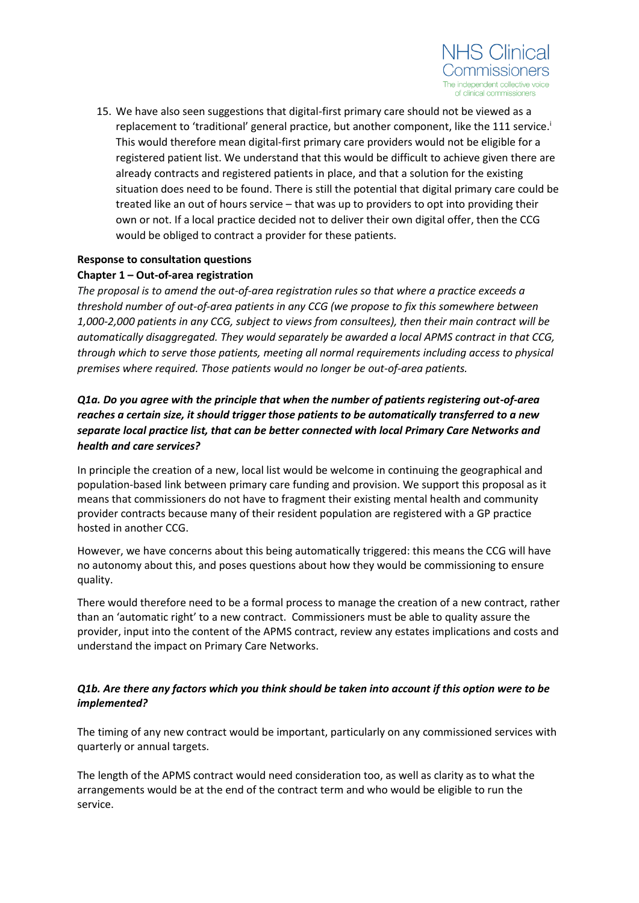15. We have also seen suggestions that digital-first primary care should not be viewed as a replacement to 'traditional' general practice, but another component, like the 111 service.[i] This would therefore mean digital-first primary care providers would not be eligible for a registered patient list. We understand that this would be difficult to achieve given there are already contracts and registered patients in place, and that a solution for the existing situation does need to be found. There is still the potential that digital primary care could be treated like an out of hours service – that was up to providers to opt into providing their own or not. If a local practice decided not to deliver their own digital offer, then the CCG would be obliged to contract a provider for these patients.

**Response to consultation questions**

**Chapter 1 – Out-of-area registration**

*The proposal is to amend the out-of-area registration rules so that where a practice exceeds a threshold number of out-of-area patients in any CCG (we propose to fix this somewhere between 1,000-2,000 patients in any CCG, subject to views from consultees), then their main contract will be automatically disaggregated. They would separately be awarded a local APMS contract in that CCG, through which to serve those patients, meeting all normal requirements including access to physical premises where required. Those patients would no longer be out-of-area patients.*

***Q1a. Do you agree with the principle that when the number of patients registering out-of-area reaches a certain size, it should trigger those patients to be automatically transferred to a new separate local practice list, that can be better connected with local Primary Care Networks and health and care services?***

In principle the creation of a new, local list would be welcome in continuing the geographical and population-based link between primary care funding and provision. We support this proposal as it means that commissioners do not have to fragment their existing mental health and community provider contracts because many of their resident population are registered with a GP practice hosted in another CCG.

However, we have concerns about this being automatically triggered: this means the CCG will have no autonomy about this, and poses questions about how they would be commissioning to ensure quality.

There would therefore need to be a formal process to manage the creation of a new contract, rather than an 'automatic right' to a new contract. Commissioners must be able to quality assure the provider, input into the content of the APMS contract, review any estates implications and costs and understand the impact on Primary Care Networks.

***Q1b. Are there any factors which you think should be taken into account if this option were to be implemented?***

The timing of any new contract would be important, particularly on any commissioned services with quarterly or annual targets.

The length of the APMS contract would need consideration too, as well as clarity as to what the arrangements would be at the end of the contract term and who would be eligible to run the service.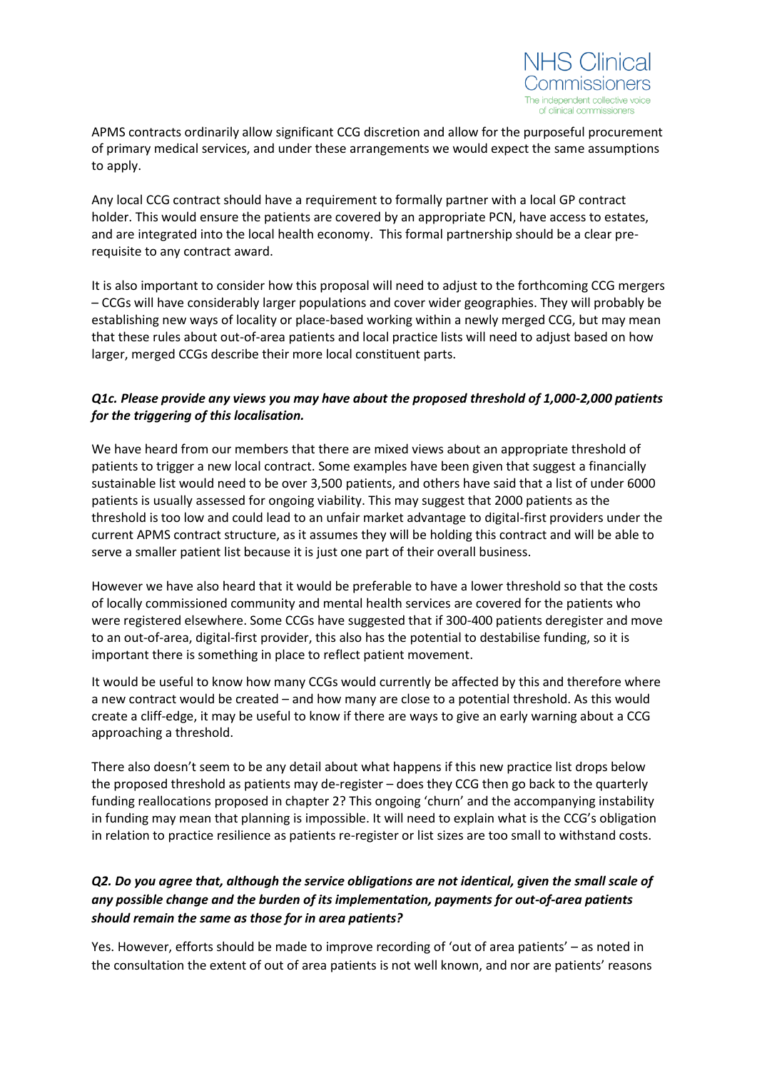APMS contracts ordinarily allow significant CCG discretion and allow for the purposeful procurement of primary medical services, and under these arrangements we would expect the same assumptions to apply.

Any local CCG contract should have a requirement to formally partner with a local GP contract holder. This would ensure the patients are covered by an appropriate PCN, have access to estates, and are integrated into the local health economy. This formal partnership should be a clear pre-requisite to any contract award.

It is also important to consider how this proposal will need to adjust to the forthcoming CCG mergers – CCGs will have considerably larger populations and cover wider geographies. They will probably be establishing new ways of locality or place-based working within a newly merged CCG, but may mean that these rules about out-of-area patients and local practice lists will need to adjust based on how larger, merged CCGs describe their more local constituent parts.

***Q1c. Please provide any views you may have about the proposed threshold of 1,000-2,000 patients for the triggering of this localisation.***

We have heard from our members that there are mixed views about an appropriate threshold of patients to trigger a new local contract. Some examples have been given that suggest a financially sustainable list would need to be over 3,500 patients, and others have said that a list of under 6000 patients is usually assessed for ongoing viability. This may suggest that 2000 patients as the threshold is too low and could lead to an unfair market advantage to digital-first providers under the current APMS contract structure, as it assumes they will be holding this contract and will be able to serve a smaller patient list because it is just one part of their overall business.

However we have also heard that it would be preferable to have a lower threshold so that the costs of locally commissioned community and mental health services are covered for the patients who were registered elsewhere. Some CCGs have suggested that if 300-400 patients deregister and move to an out-of-area, digital-first provider, this also has the potential to destabilise funding, so it is important there is something in place to reflect patient movement.

It would be useful to know how many CCGs would currently be affected by this and therefore where a new contract would be created – and how many are close to a potential threshold. As this would create a cliff-edge, it may be useful to know if there are ways to give an early warning about a CCG approaching a threshold.

There also doesn't seem to be any detail about what happens if this new practice list drops below the proposed threshold as patients may de-register – does they CCG then go back to the quarterly funding reallocations proposed in chapter 2? This ongoing 'churn' and the accompanying instability in funding may mean that planning is impossible. It will need to explain what is the CCG's obligation in relation to practice resilience as patients re-register or list sizes are too small to withstand costs.

***Q2. Do you agree that, although the service obligations are not identical, given the small scale of any possible change and the burden of its implementation, payments for out-of-area patients should remain the same as those for in area patients?***

Yes. However, efforts should be made to improve recording of 'out of area patients' – as noted in the consultation the extent of out of area patients is not well known, and nor are patients' reasons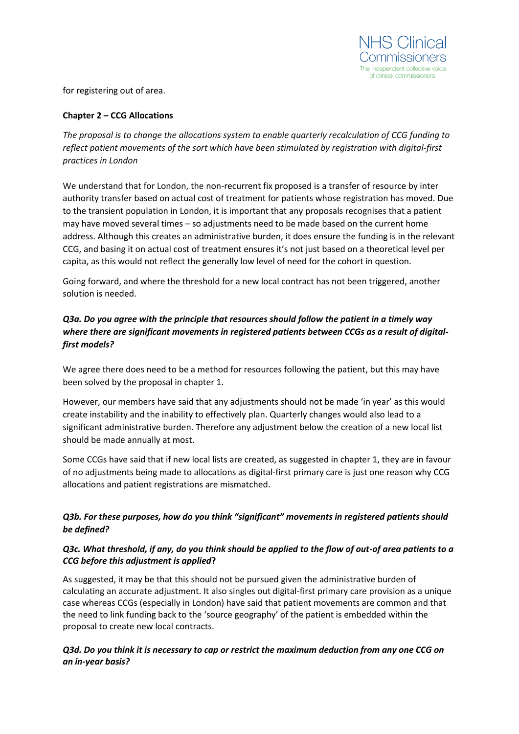for registering out of area.

**Chapter 2 – CCG Allocations**

*The proposal is to change the allocations system to enable quarterly recalculation of CCG funding to reflect patient movements of the sort which have been stimulated by registration with digital-first practices in London*

We understand that for London, the non-recurrent fix proposed is a transfer of resource by inter authority transfer based on actual cost of treatment for patients whose registration has moved. Due to the transient population in London, it is important that any proposals recognises that a patient may have moved several times – so adjustments need to be made based on the current home address. Although this creates an administrative burden, it does ensure the funding is in the relevant CCG, and basing it on actual cost of treatment ensures it's not just based on a theoretical level per capita, as this would not reflect the generally low level of need for the cohort in question.

Going forward, and where the threshold for a new local contract has not been triggered, another solution is needed.

***Q3a. Do you agree with the principle that resources should follow the patient in a timely way where there are significant movements in registered patients between CCGs as a result of digital-first models?***

We agree there does need to be a method for resources following the patient, but this may have been solved by the proposal in chapter 1.

However, our members have said that any adjustments should not be made 'in year' as this would create instability and the inability to effectively plan. Quarterly changes would also lead to a significant administrative burden. Therefore any adjustment below the creation of a new local list should be made annually at most.

Some CCGs have said that if new local lists are created, as suggested in chapter 1, they are in favour of no adjustments being made to allocations as digital-first primary care is just one reason why CCG allocations and patient registrations are mismatched.

***Q3b. For these purposes, how do you think "significant" movements in registered patients should be defined?***

***Q3c. What threshold, if any, do you think should be applied to the flow of out-of area patients to a CCG before this adjustment is applied*?**

As suggested, it may be that this should not be pursued given the administrative burden of calculating an accurate adjustment. It also singles out digital-first primary care provision as a unique case whereas CCGs (especially in London) have said that patient movements are common and that the need to link funding back to the 'source geography' of the patient is embedded within the proposal to create new local contracts.

***Q3d. Do you think it is necessary to cap or restrict the maximum deduction from any one CCG on an in-year basis?***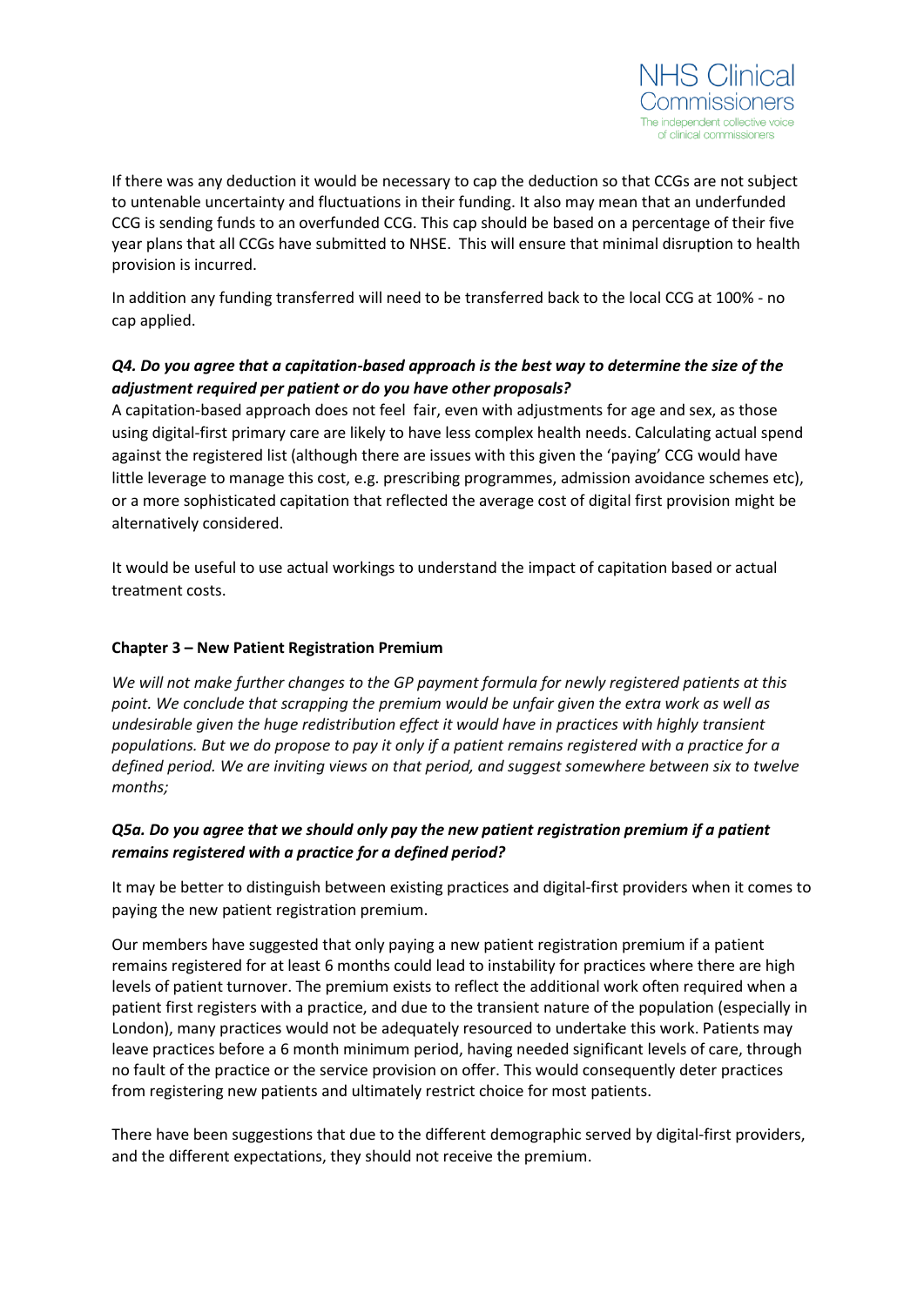If there was any deduction it would be necessary to cap the deduction so that CCGs are not subject to untenable uncertainty and fluctuations in their funding. It also may mean that an underfunded CCG is sending funds to an overfunded CCG. This cap should be based on a percentage of their five year plans that all CCGs have submitted to NHSE. This will ensure that minimal disruption to health provision is incurred.

In addition any funding transferred will need to be transferred back to the local CCG at 100% - no cap applied.

***Q4. Do you agree that a capitation-based approach is the best way to determine the size of the adjustment required per patient or do you have other proposals?***

A capitation-based approach does not feel fair, even with adjustments for age and sex, as those using digital-first primary care are likely to have less complex health needs. Calculating actual spend against the registered list (although there are issues with this given the 'paying' CCG would have little leverage to manage this cost, e.g. prescribing programmes, admission avoidance schemes etc), or a more sophisticated capitation that reflected the average cost of digital first provision might be alternatively considered.

It would be useful to use actual workings to understand the impact of capitation based or actual treatment costs.

**Chapter 3 – New Patient Registration Premium**

*We will not make further changes to the GP payment formula for newly registered patients at this point. We conclude that scrapping the premium would be unfair given the extra work as well as undesirable given the huge redistribution effect it would have in practices with highly transient populations. But we do propose to pay it only if a patient remains registered with a practice for a defined period. We are inviting views on that period, and suggest somewhere between six to twelve months;*

***Q5a. Do you agree that we should only pay the new patient registration premium if a patient remains registered with a practice for a defined period?***

It may be better to distinguish between existing practices and digital-first providers when it comes to paying the new patient registration premium.

Our members have suggested that only paying a new patient registration premium if a patient remains registered for at least 6 months could lead to instability for practices where there are high levels of patient turnover. The premium exists to reflect the additional work often required when a patient first registers with a practice, and due to the transient nature of the population (especially in London), many practices would not be adequately resourced to undertake this work. Patients may leave practices before a 6 month minimum period, having needed significant levels of care, through no fault of the practice or the service provision on offer. This would consequently deter practices from registering new patients and ultimately restrict choice for most patients.

There have been suggestions that due to the different demographic served by digital-first providers, and the different expectations, they should not receive the premium.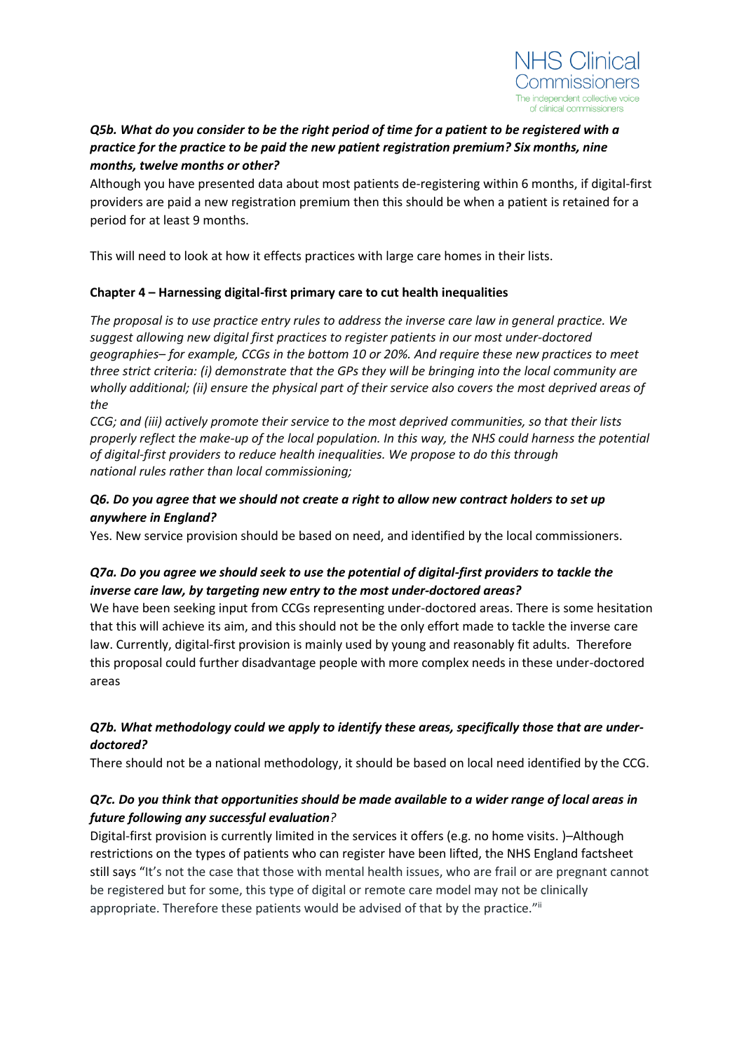***Q5b. What do you consider to be the right period of time for a patient to be registered with a practice for the practice to be paid the new patient registration premium? Six months, nine months, twelve months or other?***

Although you have presented data about most patients de-registering within 6 months, if digital-first providers are paid a new registration premium then this should be when a patient is retained for a period for at least 9 months.

This will need to look at how it effects practices with large care homes in their lists.

**Chapter 4 – Harnessing digital-first primary care to cut health inequalities**

*The proposal is to use practice entry rules to address the inverse care law in general practice. We suggest allowing new digital first practices to register patients in our most under-doctored geographies– for example, CCGs in the bottom 10 or 20%. And require these new practices to meet three strict criteria: (i) demonstrate that the GPs they will be bringing into the local community are wholly additional; (ii) ensure the physical part of their service also covers the most deprived areas of the*
*CCG; and (iii) actively promote their service to the most deprived communities, so that their lists properly reflect the make-up of the local population. In this way, the NHS could harness the potential of digital-first providers to reduce health inequalities. We propose to do this through national rules rather than local commissioning;*

***Q6. Do you agree that we should not create a right to allow new contract holders to set up anywhere in England?***

Yes. New service provision should be based on need, and identified by the local commissioners.

***Q7a. Do you agree we should seek to use the potential of digital-first providers to tackle the inverse care law, by targeting new entry to the most under-doctored areas?***

We have been seeking input from CCGs representing under-doctored areas. There is some hesitation that this will achieve its aim, and this should not be the only effort made to tackle the inverse care law. Currently, digital-first provision is mainly used by young and reasonably fit adults. Therefore this proposal could further disadvantage people with more complex needs in these under-doctored areas

***Q7b. What methodology could we apply to identify these areas, specifically those that are under-doctored?***

There should not be a national methodology, it should be based on local need identified by the CCG.

***Q7c. Do you think that opportunities should be made available to a wider range of local areas in future following any successful evaluation?***

Digital-first provision is currently limited in the services it offers (e.g. no home visits. )–Although restrictions on the types of patients who can register have been lifted, the NHS England factsheet still says "It's not the case that those with mental health issues, who are frail or are pregnant cannot be registered but for some, this type of digital or remote care model may not be clinically appropriate. Therefore these patients would be advised of that by the practice."[ii]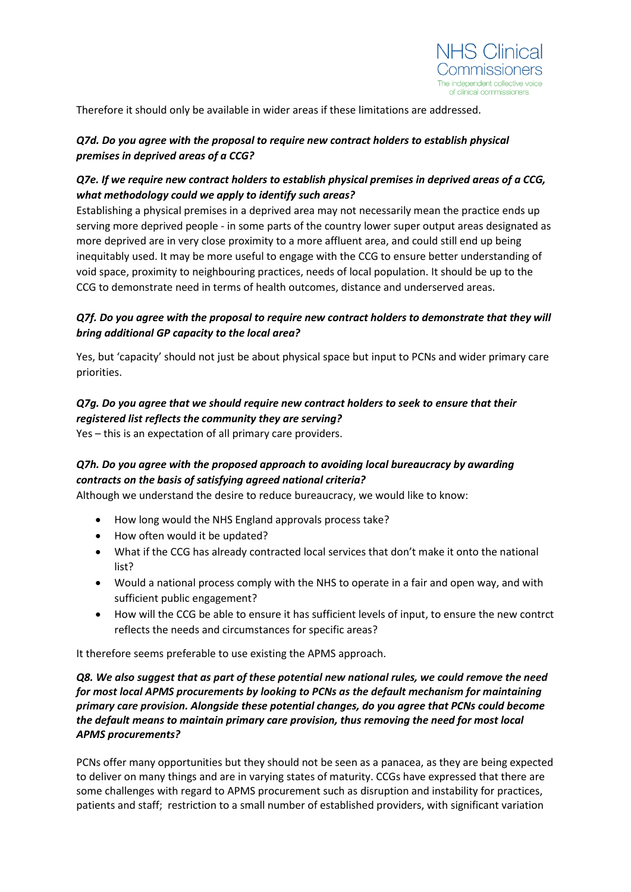Therefore it should only be available in wider areas if these limitations are addressed.

***Q7d. Do you agree with the proposal to require new contract holders to establish physical premises in deprived areas of a CCG?***

***Q7e. If we require new contract holders to establish physical premises in deprived areas of a CCG, what methodology could we apply to identify such areas?***

Establishing a physical premises in a deprived area may not necessarily mean the practice ends up serving more deprived people - in some parts of the country lower super output areas designated as more deprived are in very close proximity to a more affluent area, and could still end up being inequitably used. It may be more useful to engage with the CCG to ensure better understanding of void space, proximity to neighbouring practices, needs of local population. It should be up to the CCG to demonstrate need in terms of health outcomes, distance and underserved areas.

***Q7f. Do you agree with the proposal to require new contract holders to demonstrate that they will bring additional GP capacity to the local area?***

Yes, but 'capacity' should not just be about physical space but input to PCNs and wider primary care priorities.

***Q7g. Do you agree that we should require new contract holders to seek to ensure that their registered list reflects the community they are serving?***

Yes – this is an expectation of all primary care providers.

***Q7h. Do you agree with the proposed approach to avoiding local bureaucracy by awarding contracts on the basis of satisfying agreed national criteria?***

Although we understand the desire to reduce bureaucracy, we would like to know:

- How long would the NHS England approvals process take?
- How often would it be updated?
- What if the CCG has already contracted local services that don't make it onto the national list?
- Would a national process comply with the NHS to operate in a fair and open way, and with sufficient public engagement?
- How will the CCG be able to ensure it has sufficient levels of input, to ensure the new contrct reflects the needs and circumstances for specific areas?

It therefore seems preferable to use existing the APMS approach.

***Q8. We also suggest that as part of these potential new national rules, we could remove the need for most local APMS procurements by looking to PCNs as the default mechanism for maintaining primary care provision. Alongside these potential changes, do you agree that PCNs could become the default means to maintain primary care provision, thus removing the need for most local APMS procurements?***

PCNs offer many opportunities but they should not be seen as a panacea, as they are being expected to deliver on many things and are in varying states of maturity. CCGs have expressed that there are some challenges with regard to APMS procurement such as disruption and instability for practices, patients and staff; restriction to a small number of established providers, with significant variation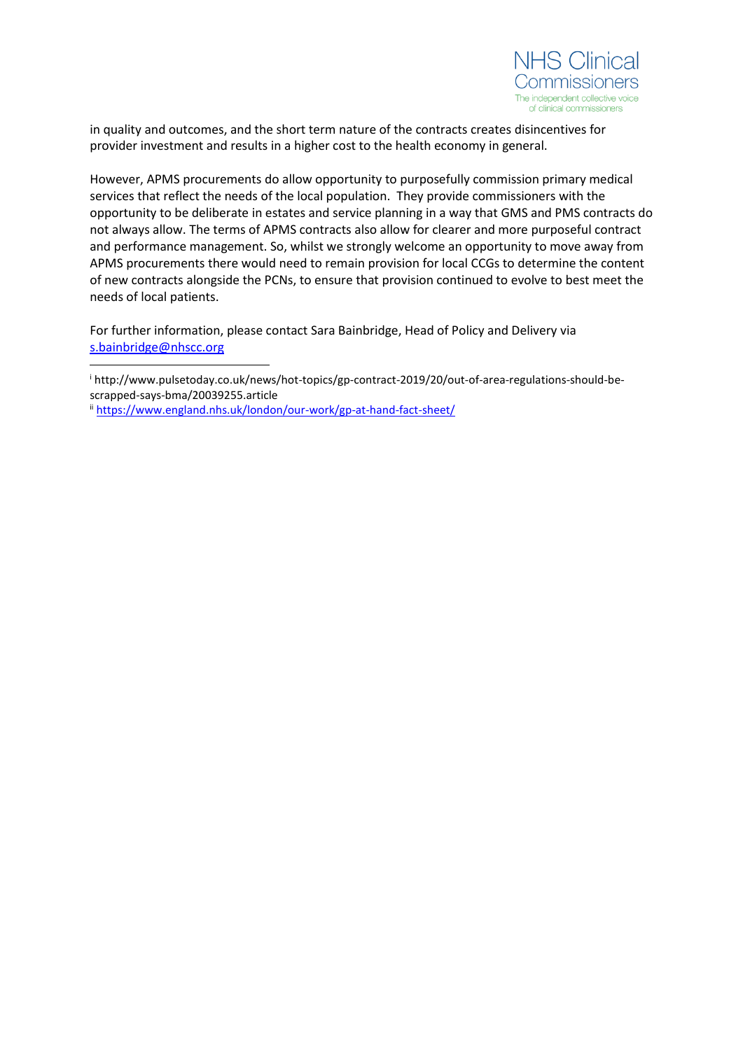in quality and outcomes, and the short term nature of the contracts creates disincentives for provider investment and results in a higher cost to the health economy in general.

However, APMS procurements do allow opportunity to purposefully commission primary medical services that reflect the needs of the local population. They provide commissioners with the opportunity to be deliberate in estates and service planning in a way that GMS and PMS contracts do not always allow. The terms of APMS contracts also allow for clearer and more purposeful contract and performance management. So, whilst we strongly welcome an opportunity to move away from APMS procurements there would need to remain provision for local CCGs to determine the content of new contracts alongside the PCNs, to ensure that provision continued to evolve to best meet the needs of local patients.

For further information, please contact Sara Bainbridge, Head of Policy and Delivery via s.bainbridge@nhscc.org

---

[i] http://www.pulsetoday.co.uk/news/hot-topics/gp-contract-2019/20/out-of-area-regulations-should-be-scrapped-says-bma/20039255.article

[ii] https://www.england.nhs.uk/london/our-work/gp-at-hand-fact-sheet/